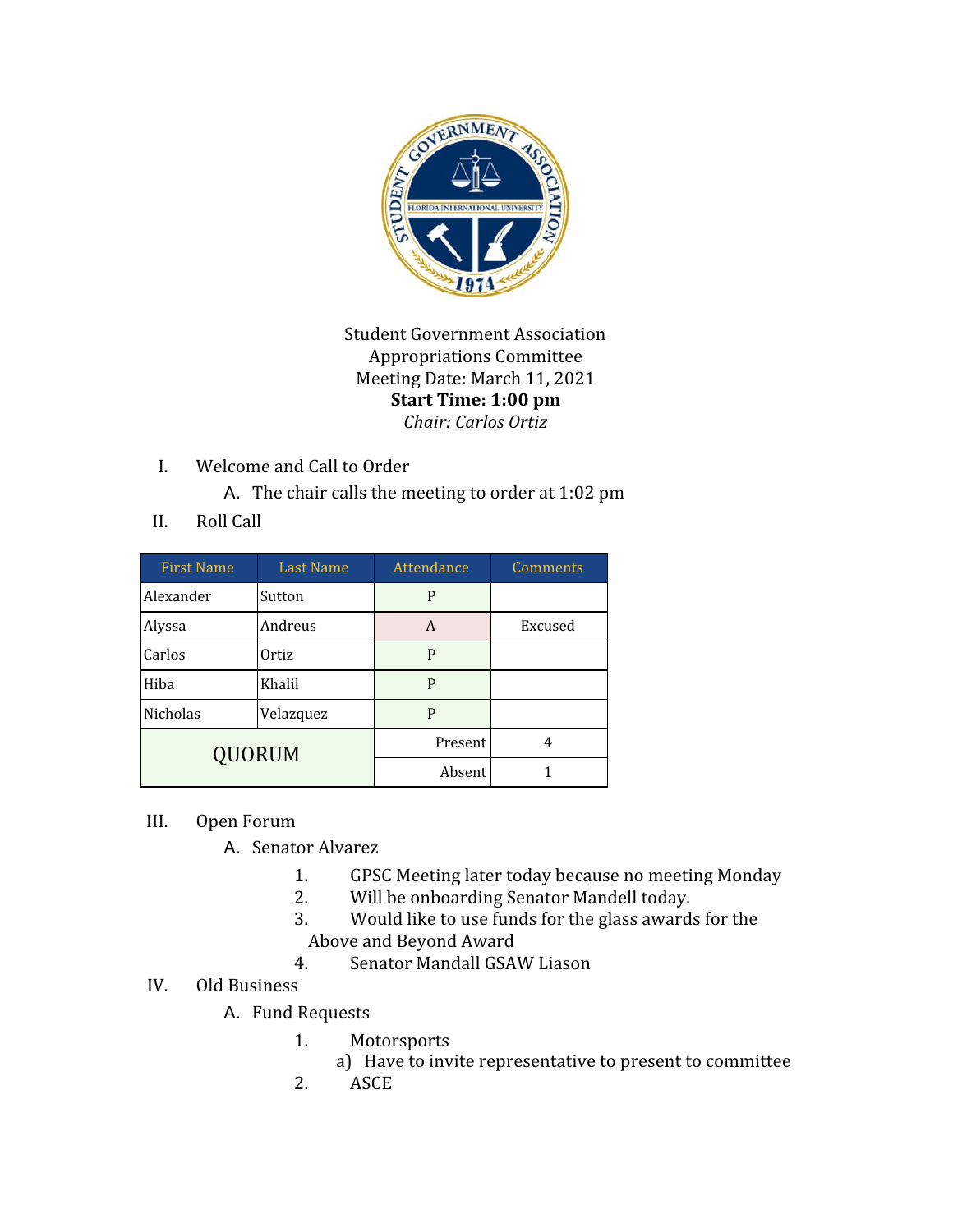Student Government Association
Appropriations Committee
Meeting Date: March 11, 2021
**Start Time: 1:00 pm**
*Chair: Carlos Ortiz*

I. Welcome and Call to Order
   A. The chair calls the meeting to order at 1:02 pm

II. Roll Call

| First Name | Last Name | Attendance | Comments |
|---|---|---|---|
| Alexander | Sutton | P | |
| Alyssa | Andreus | A | Excused |
| Carlos | Ortiz | P | |
| Hiba | Khalil | P | |
| Nicholas | Velazquez | P | |
| QUORUM | | Present | 4 |
| | | Absent | 1 |

III. Open Forum
   A. Senator Alvarez
      1. GPSC Meeting later today because no meeting Monday
      2. Will be onboarding Senator Mandell today.
      3. Would like to use funds for the glass awards for the Above and Beyond Award
      4. Senator Mandall GSAW Liason

IV. Old Business
   A. Fund Requests
      1. Motorsports
         a) Have to invite representative to present to committee
      2. ASCE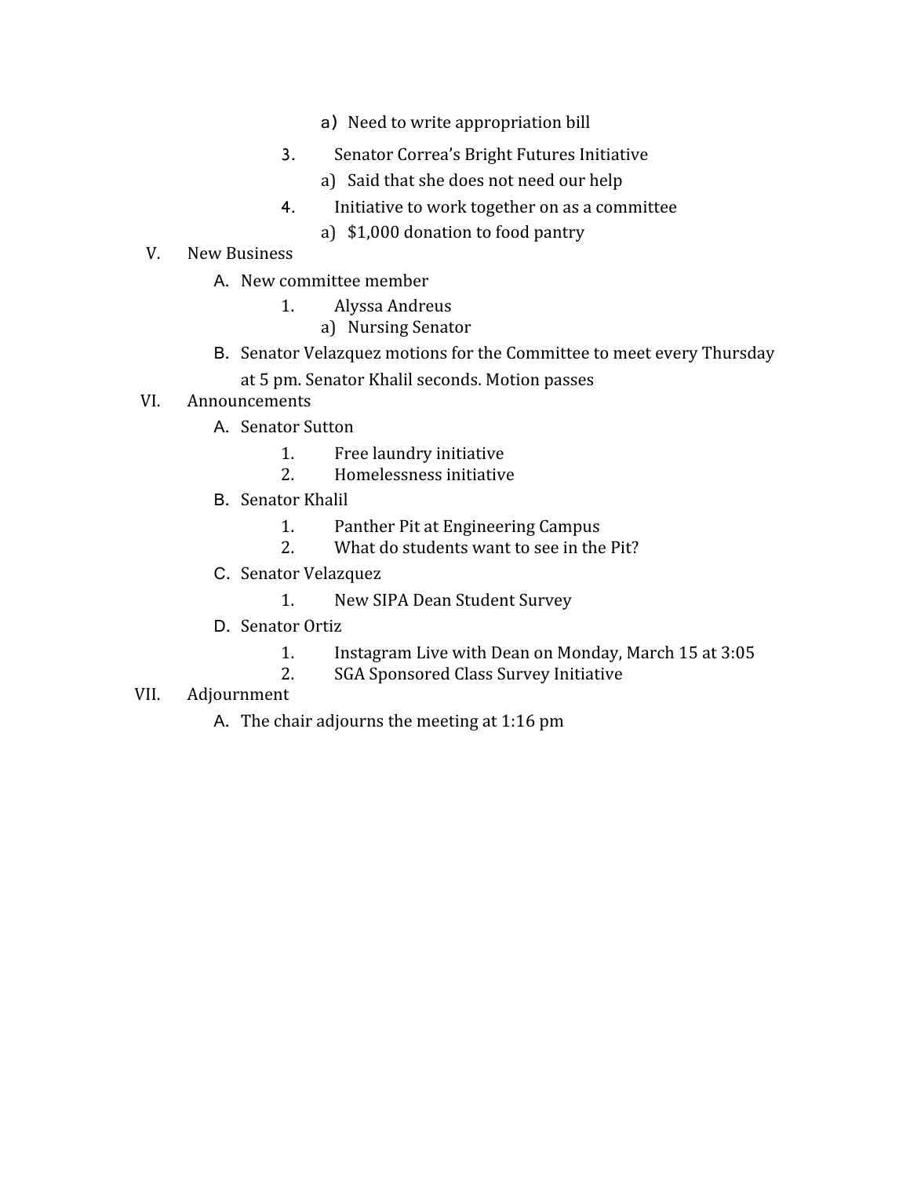a) Need to write appropriation bill

        3. Senator Correa's Bright Futures Initiative

            a) Said that she does not need our help

        4. Initiative to work together on as a committee

            a) $1,000 donation to food pantry

V. New Business

    A. New committee member

        1. Alyssa Andreus

            a) Nursing Senator

    B. Senator Velazquez motions for the Committee to meet every Thursday at 5 pm. Senator Khalil seconds. Motion passes

VI. Announcements

    A. Senator Sutton

        1. Free laundry initiative
        2. Homelessness initiative

    B. Senator Khalil

        1. Panther Pit at Engineering Campus
        2. What do students want to see in the Pit?

    C. Senator Velazquez

        1. New SIPA Dean Student Survey

    D. Senator Ortiz

        1. Instagram Live with Dean on Monday, March 15 at 3:05
        2. SGA Sponsored Class Survey Initiative

VII. Adjournment

    A. The chair adjourns the meeting at 1:16 pm